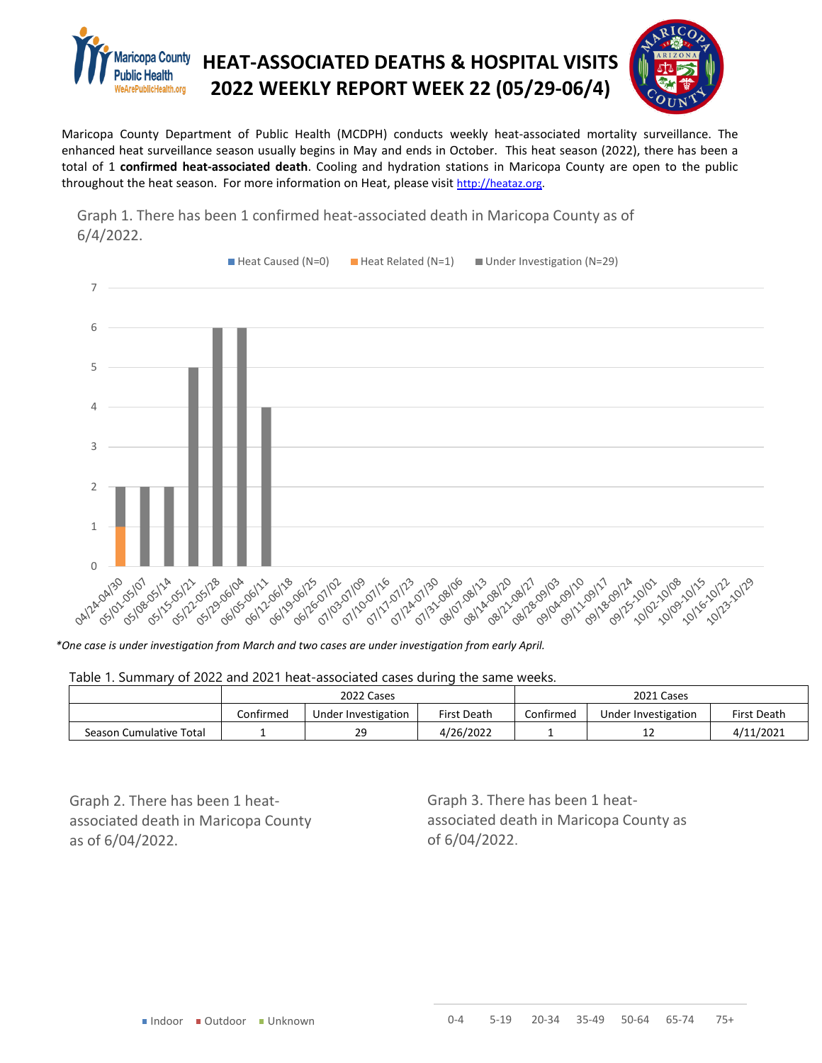# HEAT-ASSOCIATED DEATHS & HOSPITAL VISITS 2022 WEEKLY REPORT WEEK 22 (05/29-06/4)

Maricopa County Department of Public Health (MCDPH) conducts weekly heat-associated mortality surveillance. The enhanced heat surveillance season usually begins in May and ends in October. This heat season (2022), there has been a total of 1 **confirmed heat-associated death**. Cooling and hydration stations in Maricopa County are open to the public throughout the heat season. For more information on Heat, please visit http://heataz.org.

Graph 1. There has been 1 confirmed heat-associated death in Maricopa County as of 6/4/2022.

Heat Caused (N=0) | Heat Related (N=1) | Under Investigation (N=29)

| Week | Heat Caused | Heat Related | Under Investigation |
|---|---|---|---|
| 04/24-04/30 | 0 | 1 | 1 |
| 05/01-05/07 | 0 | 0 | 2 |
| 05/08-05/14 | 0 | 0 | 2 |
| 05/15-05/21 | 0 | 0 | 5 |
| 05/22-05/28 | 0 | 0 | 6 |
| 05/29-06/04 | 0 | 0 | 6 |
| 06/05-06/11 | 0 | 0 | 4 |

*\*One case is under investigation from March and two cases are under investigation from early April.*

Table 1. Summary of 2022 and 2021 heat-associated cases during the same weeks.

| | 2022 Cases | | | 2021 Cases | | |
|---|---|---|---|---|---|---|
| | Confirmed | Under Investigation | First Death | Confirmed | Under Investigation | First Death |
| Season Cumulative Total | 1 | 29 | 4/26/2022 | 1 | 12 | 4/11/2021 |

Graph 2. There has been 1 heat-associated death in Maricopa County as of 6/04/2022.

Indoor | Outdoor | Unknown

Graph 3. There has been 1 heat-associated death in Maricopa County as of 6/04/2022.

0-4 | 5-19 | 20-34 | 35-49 | 50-64 | 65-74 | 75+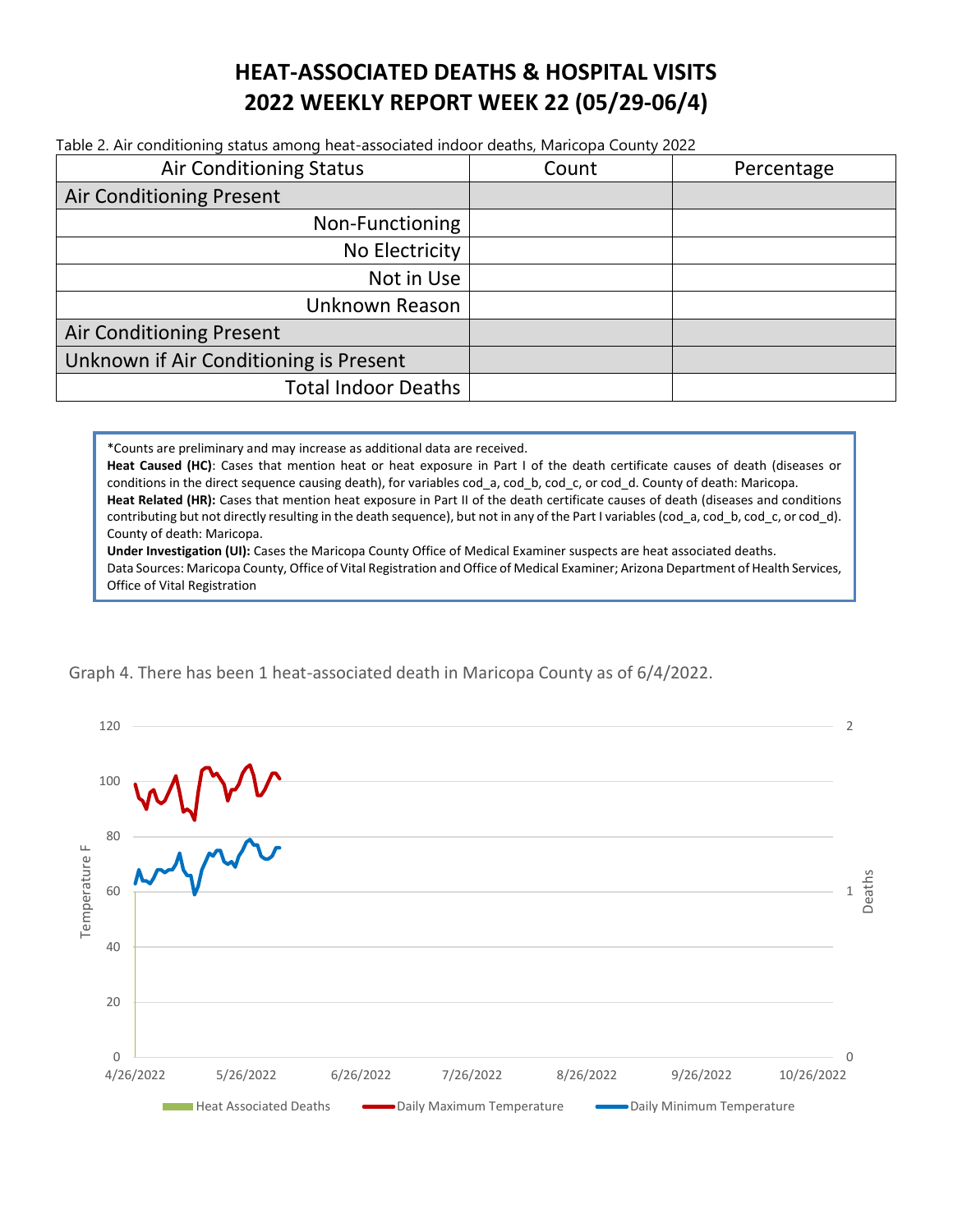# HEAT-ASSOCIATED DEATHS & HOSPITAL VISITS
# 2022 WEEKLY REPORT WEEK 22 (05/29-06/4)

Table 2. Air conditioning status among heat-associated indoor deaths, Maricopa County 2022

| Air Conditioning Status | Count | Percentage |
|---|---|---|
| Air Conditioning Present | | |
| Non-Functioning | | |
| No Electricity | | |
| Not in Use | | |
| Unknown Reason | | |
| Air Conditioning Present | | |
| Unknown if Air Conditioning is Present | | |
| Total Indoor Deaths | | |

*Counts are preliminary and may increase as additional data are received.

**Heat Caused (HC)**: Cases that mention heat or heat exposure in Part I of the death certificate causes of death (diseases or conditions in the direct sequence causing death), for variables cod_a, cod_b, cod_c, or cod_d. County of death: Maricopa.

**Heat Related (HR):** Cases that mention heat or heat exposure in Part II of the death certificate causes of death (diseases and conditions contributing but not directly resulting in the death sequence), but not in any of the Part I variables (cod_a, cod_b, cod_c, or cod_d). County of death: Maricopa.

**Under Investigation (UI):** Cases the Maricopa County Office of Medical Examiner suspects are heat associated deaths.

Data Sources: Maricopa County, Office of Vital Registration and Office of Medical Examiner; Arizona Department of Health Services, Office of Vital Registration

Graph 4. There has been 1 heat-associated death in Maricopa County as of 6/4/2022.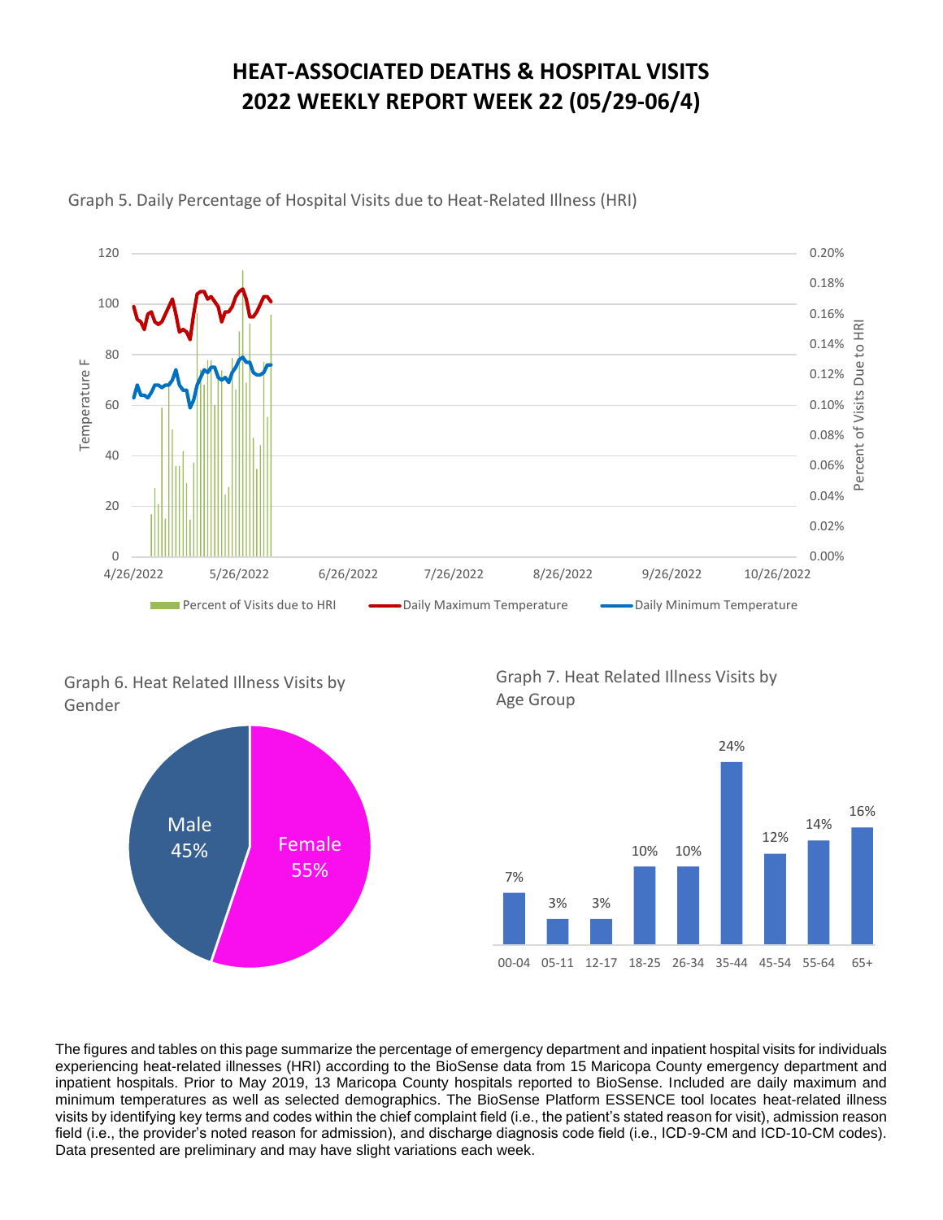# HEAT-ASSOCIATED DEATHS & HOSPITAL VISITS
# 2022 WEEKLY REPORT WEEK 22 (05/29-06/4)

Graph 5. Daily Percentage of Hospital Visits due to Heat-Related Illness (HRI)

Temperature F

120
100
80
60
40
20
0

Percent of Visits Due to HRI

0.20%
0.18%
0.16%
0.14%
0.12%
0.10%
0.08%
0.06%
0.04%
0.02%
0.00%

4/26/2022 5/26/2022 6/26/2022 7/26/2022 8/26/2022 9/26/2022 10/26/2022

Percent of Visits due to HRI    Daily Maximum Temperature    Daily Minimum Temperature

Graph 6. Heat Related Illness Visits by Gender

Male 45%

Female 55%

Graph 7. Heat Related Illness Visits by Age Group

00-04: 7%
05-11: 3%
12-17: 3%
18-25: 10%
26-34: 10%
35-44: 24%
45-54: 12%
55-64: 14%
65+: 16%

The figures and tables on this page summarize the percentage of emergency department and inpatient hospital visits for individuals experiencing heat-related illnesses (HRI) according to the BioSense data from 15 Maricopa County emergency department and inpatient hospitals. Prior to May 2019, 13 Maricopa County hospitals reported to BioSense. Included are daily maximum and minimum temperatures as well as selected demographics. The BioSense Platform ESSENCE tool locates heat-related illness visits by identifying key terms and codes within the chief complaint field (i.e., the patient's stated reason for visit), admission reason field (i.e., the provider's noted reason for admission), and discharge diagnosis code field (i.e., ICD-9-CM and ICD-10-CM codes). Data presented are preliminary and may have slight variations each week.